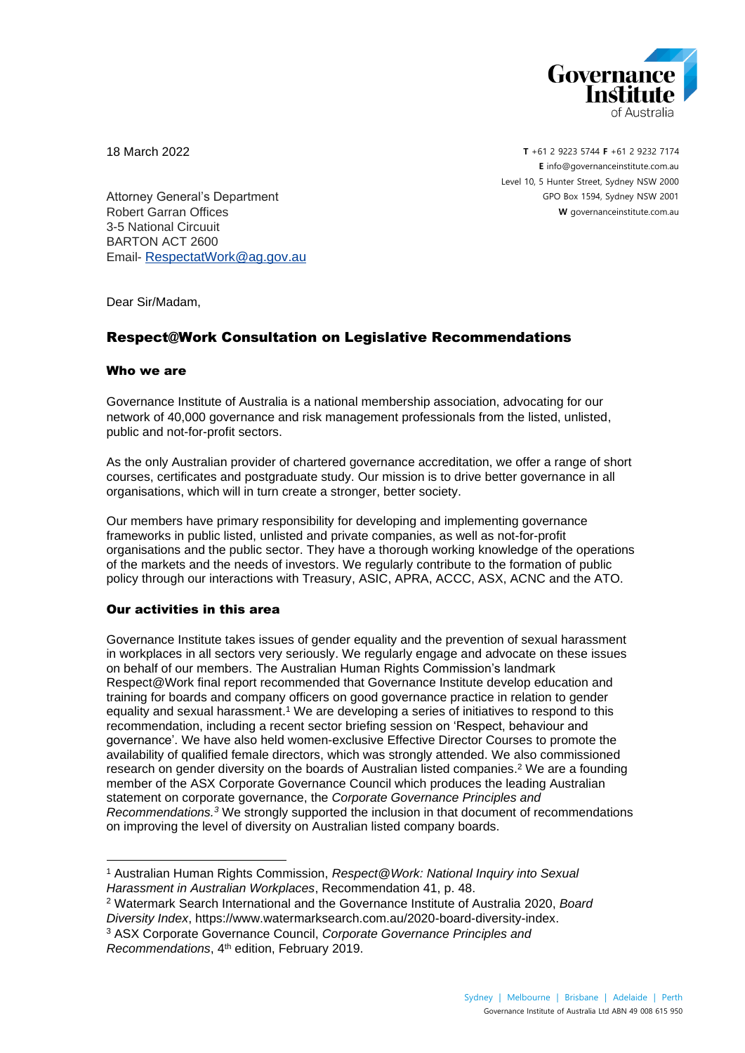18 March 2022

T +61 2 9223 5744 F +61 2 9232 7174
E info@governanceinstitute.com.au
Level 10, 5 Hunter Street, Sydney NSW 2000
GPO Box 1594, Sydney NSW 2001
W governanceinstitute.com.au

Attorney General's Department
Robert Garran Offices
3-5 National Circuit
BARTON ACT 2600
Email- RespectatWork@ag.gov.au

Dear Sir/Madam,

## Respect@Work Consultation on Legislative Recommendations

### Who we are

Governance Institute of Australia is a national membership association, advocating for our network of 40,000 governance and risk management professionals from the listed, unlisted, public and not-for-profit sectors.

As the only Australian provider of chartered governance accreditation, we offer a range of short courses, certificates and postgraduate study. Our mission is to drive better governance in all organisations, which will in turn create a stronger, better society.

Our members have primary responsibility for developing and implementing governance frameworks in public listed, unlisted and private companies, as well as not-for-profit organisations and the public sector. They have a thorough working knowledge of the operations of the markets and the needs of investors. We regularly contribute to the formation of public policy through our interactions with Treasury, ASIC, APRA, ACCC, ASX, ACNC and the ATO.

### Our activities in this area

Governance Institute takes issues of gender equality and the prevention of sexual harassment in workplaces in all sectors very seriously. We regularly engage and advocate on these issues on behalf of our members. The Australian Human Rights Commission's landmark Respect@Work final report recommended that Governance Institute develop education and training for boards and company officers on good governance practice in relation to gender equality and sexual harassment.[1] We are developing a series of initiatives to respond to this recommendation, including a recent sector briefing session on 'Respect, behaviour and governance'. We have also held women-exclusive Effective Director Courses to promote the availability of qualified female directors, which was strongly attended. We also commissioned research on gender diversity on the boards of Australian listed companies.[2] We are a founding member of the ASX Corporate Governance Council which produces the leading Australian statement on corporate governance, the *Corporate Governance Principles and Recommendations.*[3] We strongly supported the inclusion in that document of recommendations on improving the level of diversity on Australian listed company boards.

---

[1] Australian Human Rights Commission, *Respect@Work: National Inquiry into Sexual Harassment in Australian Workplaces*, Recommendation 41, p. 48.

[2] Watermark Search International and the Governance Institute of Australia 2020, *Board Diversity Index*, https://www.watermarksearch.com.au/2020-board-diversity-index.

[3] ASX Corporate Governance Council, *Corporate Governance Principles and Recommendations*, 4th edition, February 2019.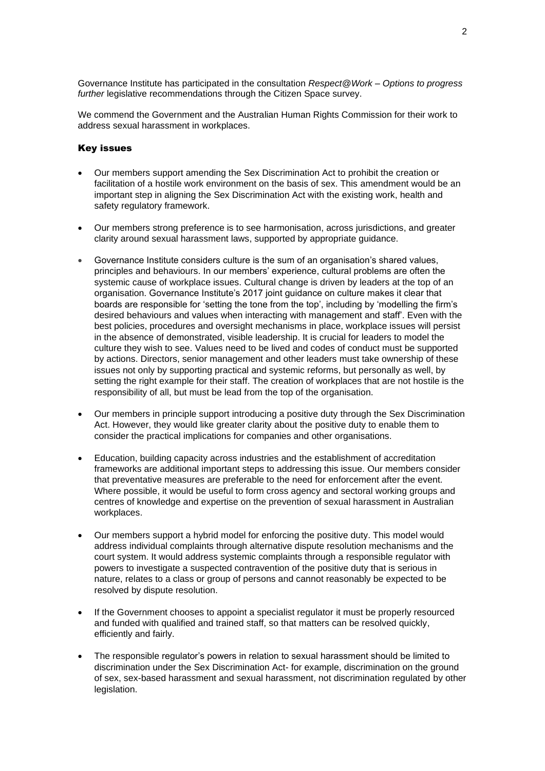Governance Institute has participated in the consultation *Respect@Work – Options to progress further* legislative recommendations through the Citizen Space survey.

We commend the Government and the Australian Human Rights Commission for their work to address sexual harassment in workplaces.

## Key issues

- Our members support amending the Sex Discrimination Act to prohibit the creation or facilitation of a hostile work environment on the basis of sex. This amendment would be an important step in aligning the Sex Discrimination Act with the existing work, health and safety regulatory framework.
- Our members strong preference is to see harmonisation, across jurisdictions, and greater clarity around sexual harassment laws, supported by appropriate guidance.
- Governance Institute considers culture is the sum of an organisation's shared values, principles and behaviours. In our members' experience, cultural problems are often the systemic cause of workplace issues. Cultural change is driven by leaders at the top of an organisation. Governance Institute's 2017 joint guidance on culture makes it clear that boards are responsible for 'setting the tone from the top', including by 'modelling the firm's desired behaviours and values when interacting with management and staff'. Even with the best policies, procedures and oversight mechanisms in place, workplace issues will persist in the absence of demonstrated, visible leadership. It is crucial for leaders to model the culture they wish to see. Values need to be lived and codes of conduct must be supported by actions. Directors, senior management and other leaders must take ownership of these issues not only by supporting practical and systemic reforms, but personally as well, by setting the right example for their staff. The creation of workplaces that are not hostile is the responsibility of all, but must be lead from the top of the organisation.
- Our members in principle support introducing a positive duty through the Sex Discrimination Act. However, they would like greater clarity about the positive duty to enable them to consider the practical implications for companies and other organisations.
- Education, building capacity across industries and the establishment of accreditation frameworks are additional important steps to addressing this issue. Our members consider that preventative measures are preferable to the need for enforcement after the event. Where possible, it would be useful to form cross agency and sectoral working groups and centres of knowledge and expertise on the prevention of sexual harassment in Australian workplaces.
- Our members support a hybrid model for enforcing the positive duty. This model would address individual complaints through alternative dispute resolution mechanisms and the court system. It would address systemic complaints through a responsible regulator with powers to investigate a suspected contravention of the positive duty that is serious in nature, relates to a class or group of persons and cannot reasonably be expected to be resolved by dispute resolution.
- If the Government chooses to appoint a specialist regulator it must be properly resourced and funded with qualified and trained staff, so that matters can be resolved quickly, efficiently and fairly.
- The responsible regulator's powers in relation to sexual harassment should be limited to discrimination under the Sex Discrimination Act- for example, discrimination on the ground of sex, sex-based harassment and sexual harassment, not discrimination regulated by other legislation.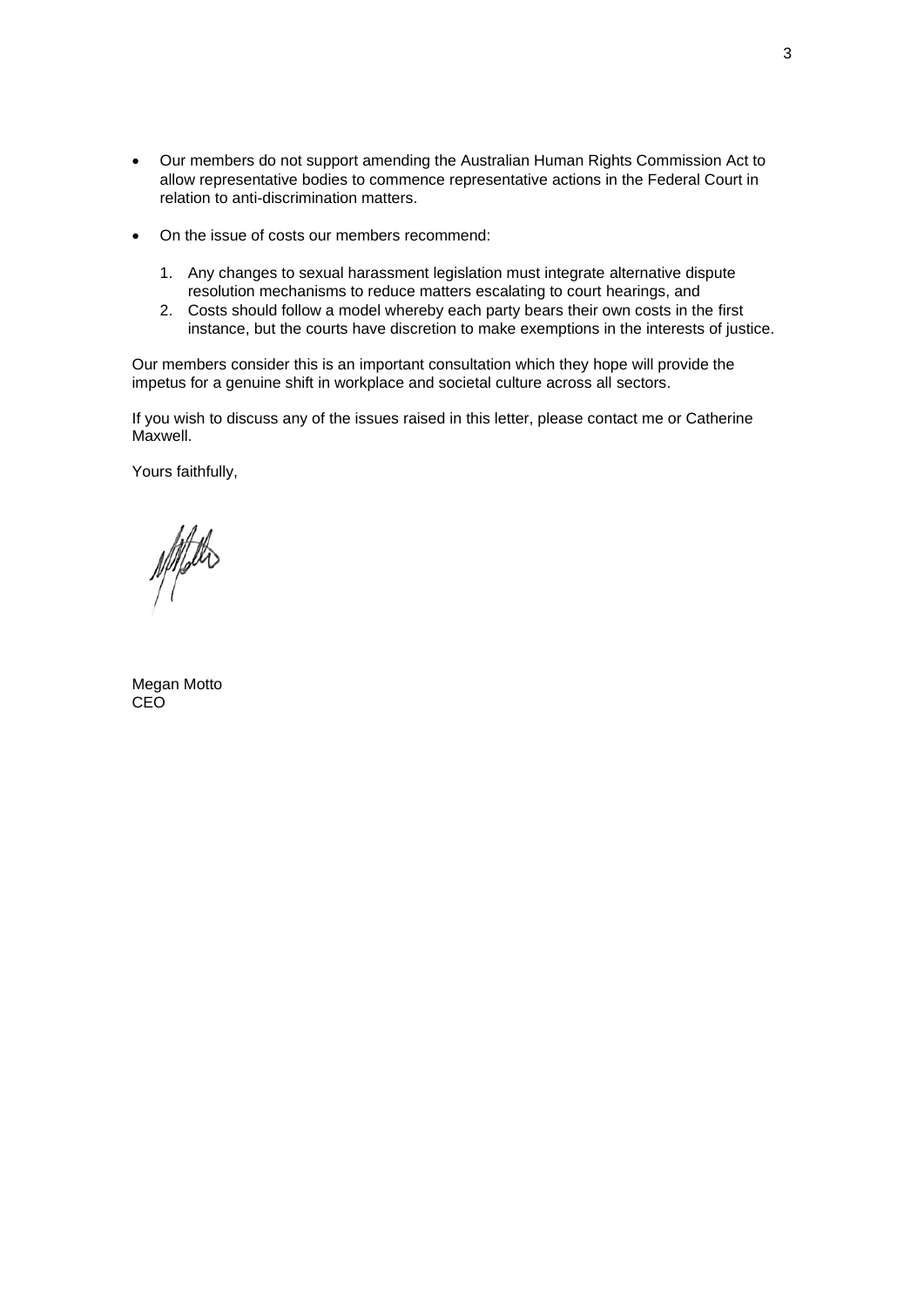- Our members do not support amending the Australian Human Rights Commission Act to allow representative bodies to commence representative actions in the Federal Court in relation to anti-discrimination matters.

- On the issue of costs our members recommend:

  1. Any changes to sexual harassment legislation must integrate alternative dispute resolution mechanisms to reduce matters escalating to court hearings, and
  2. Costs should follow a model whereby each party bears their own costs in the first instance, but the courts have discretion to make exemptions in the interests of justice.

Our members consider this is an important consultation which they hope will provide the impetus for a genuine shift in workplace and societal culture across all sectors.

If you wish to discuss any of the issues raised in this letter, please contact me or Catherine Maxwell.

Yours faithfully,

Megan Motto
CEO